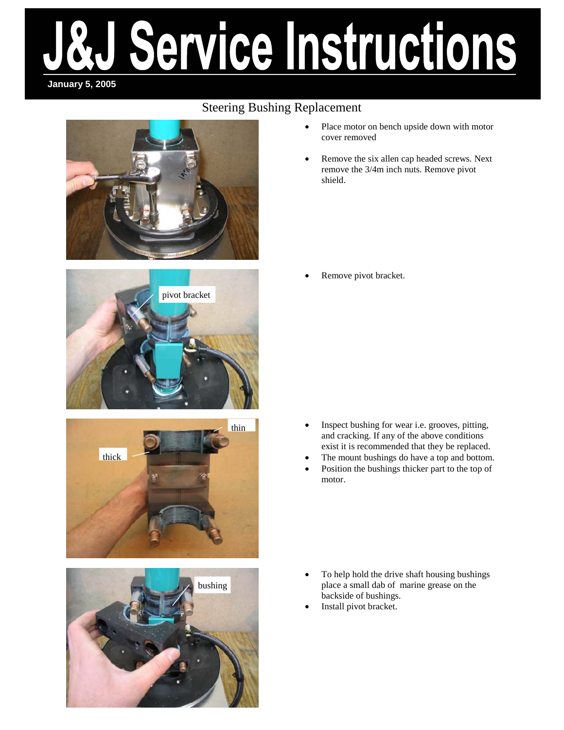# J&J Service Instructions

**January 5, 2005**

## Steering Bushing Replacement

- Place motor on bench upside down with motor cover removed
- Remove the six allen cap headed screws. Next remove the 3/4m inch nuts. Remove pivot shield.

- Remove pivot bracket.

- Inspect bushing for wear i.e. grooves, pitting, and cracking. If any of the above conditions exist it is recommended that they be replaced.
- The mount bushings do have a top and bottom.
- Position the bushings thicker part to the top of motor.

- To help hold the drive shaft housing bushings place a small dab of marine grease on the backside of bushings.
- Install pivot bracket.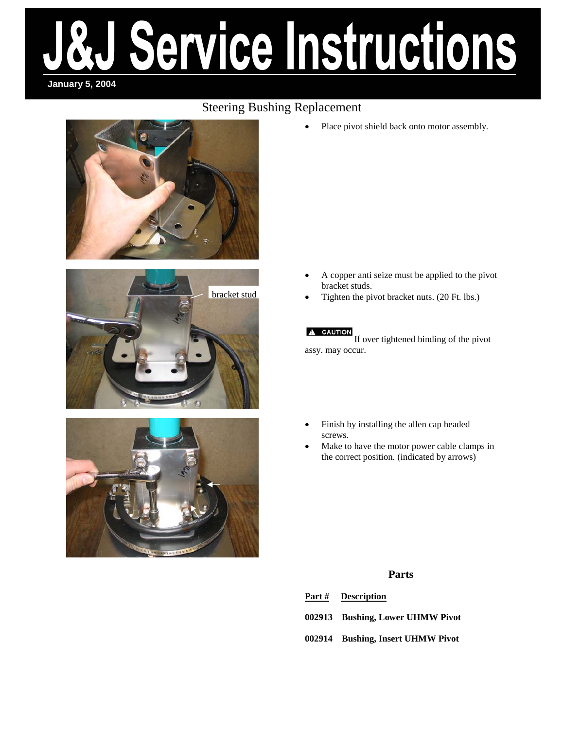# J&J Service Instructions

January 5, 2004

## Steering Bushing Replacement

- Place pivot shield back onto motor assembly.

bracket stud

- A copper anti seize must be applied to the pivot bracket studs.
- Tighten the pivot bracket nuts. (20 Ft. lbs.)

**CAUTION** If over tightened binding of the pivot assy. may occur.

- Finish by installing the allen cap headed screws.
- Make to have the motor power cable clamps in the correct position. (indicated by arrows)

### Parts

| Part # | Description |
|---|---|
| **002913** | **Bushing, Lower UHMW Pivot** |
| **002914** | **Bushing, Insert UHMW Pivot** |